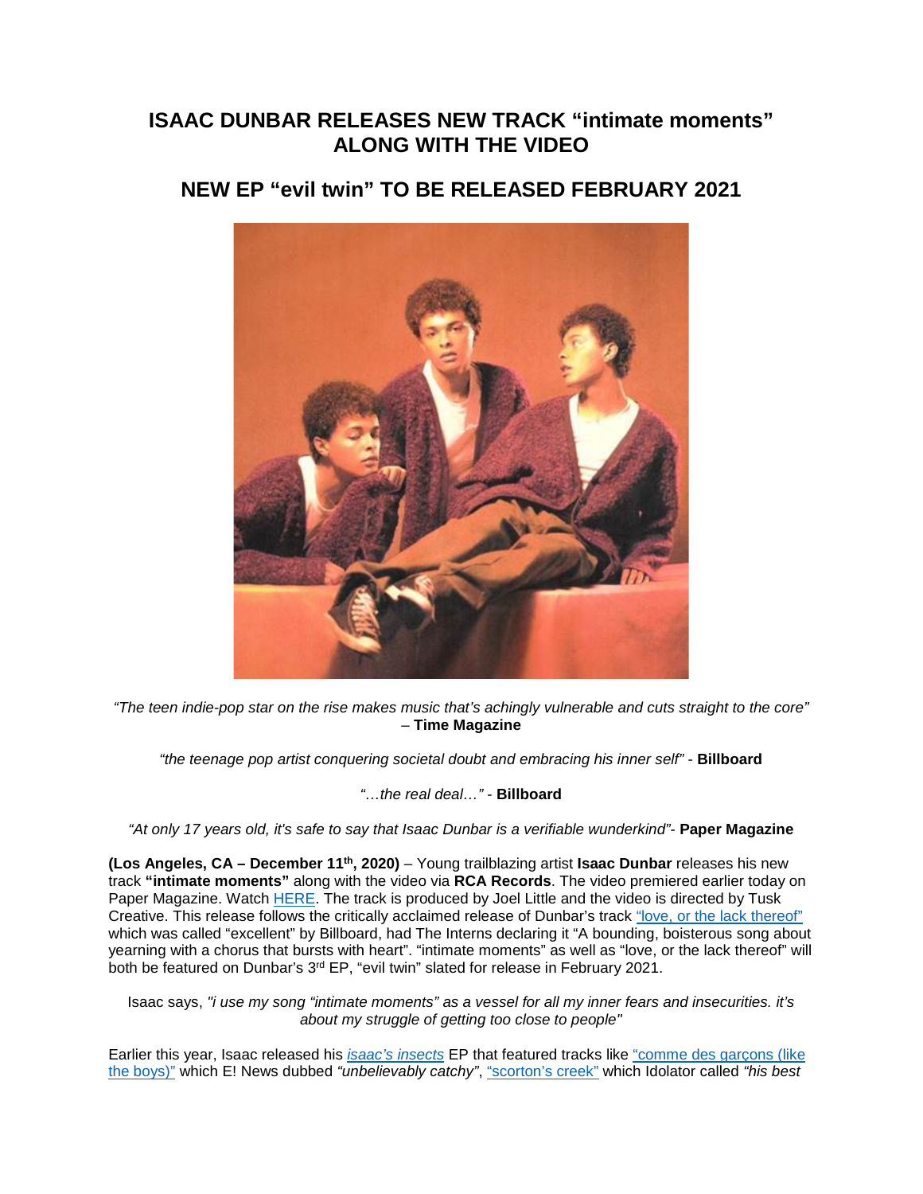# ISAAC DUNBAR RELEASES NEW TRACK "intimate moments" ALONG WITH THE VIDEO

## NEW EP "evil twin" TO BE RELEASED FEBRUARY 2021

*"The teen indie-pop star on the rise makes music that's achingly vulnerable and cuts straight to the core"* – **Time Magazine**

*"the teenage pop artist conquering societal doubt and embracing his inner self"* - **Billboard**

*"…the real deal…"* - **Billboard**

*"At only 17 years old, it's safe to say that Isaac Dunbar is a verifiable wunderkind"*- **Paper Magazine**

**(Los Angeles, CA – December 11th, 2020)** – Young trailblazing artist **Isaac Dunbar** releases his new track **"intimate moments"** along with the video via **RCA Records**. The video premiered earlier today on Paper Magazine. Watch HERE. The track is produced by Joel Little and the video is directed by Tusk Creative. This release follows the critically acclaimed release of Dunbar's track "love, or the lack thereof" which was called "excellent" by Billboard, had The Interns declaring it "A bounding, boisterous song about yearning with a chorus that bursts with heart". "intimate moments" as well as "love, or the lack thereof" will both be featured on Dunbar's 3rd EP, "evil twin" slated for release in February 2021.

Isaac says, *"i use my song "intimate moments" as a vessel for all my inner fears and insecurities. it's about my struggle of getting too close to people"*

Earlier this year, Isaac released his *isaac's insects* EP that featured tracks like "comme des garçons (like the boys)" which E! News dubbed *"unbelievably catchy"*, "scorton's creek" which Idolator called *"his best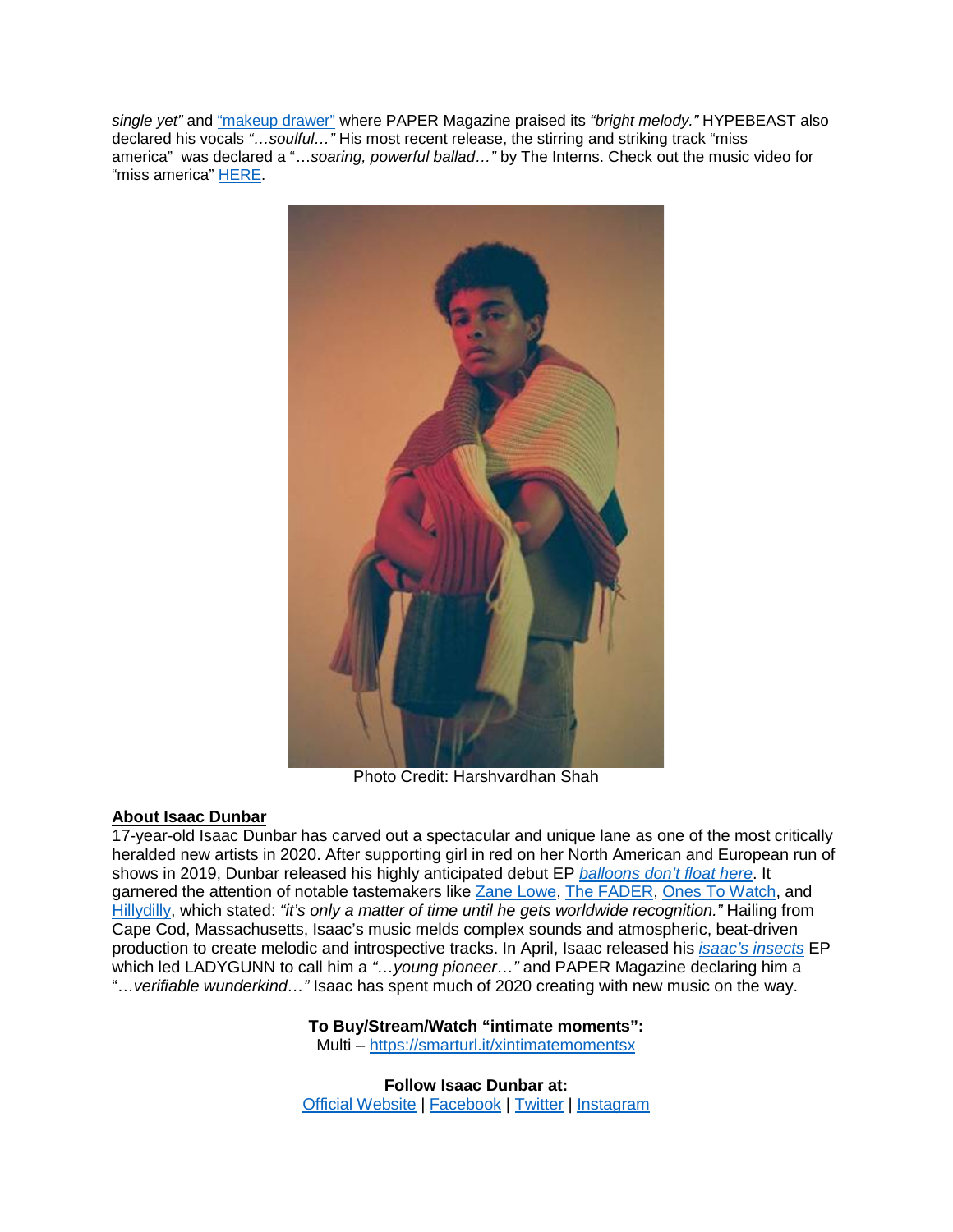*single yet"* and "makeup drawer" where PAPER Magazine praised its *"bright melody."* HYPEBEAST also declared his vocals *"…soulful…"* His most recent release, the stirring and striking track "miss america" was declared a "…*soaring, powerful ballad…"* by The Interns. Check out the music video for "miss america" HERE.

Photo Credit: Harshvardhan Shah

**About Isaac Dunbar**

17-year-old Isaac Dunbar has carved out a spectacular and unique lane as one of the most critically heralded new artists in 2020. After supporting girl in red on her North American and European run of shows in 2019, Dunbar released his highly anticipated debut EP *balloons don't float here*. It garnered the attention of notable tastemakers like Zane Lowe, The FADER, Ones To Watch, and Hillydilly, which stated: *"it's only a matter of time until he gets worldwide recognition."* Hailing from Cape Cod, Massachusetts, Isaac's music melds complex sounds and atmospheric, beat-driven production to create melodic and introspective tracks. In April, Isaac released his *isaac's insects* EP which led LADYGUNN to call him a *"…young pioneer…"* and PAPER Magazine declaring him a "…*verifiable wunderkind…"* Isaac has spent much of 2020 creating with new music on the way.

**To Buy/Stream/Watch "intimate moments":**
Multi – https://smarturl.it/xintimatemomentsx

**Follow Isaac Dunbar at:**
Official Website | Facebook | Twitter | Instagram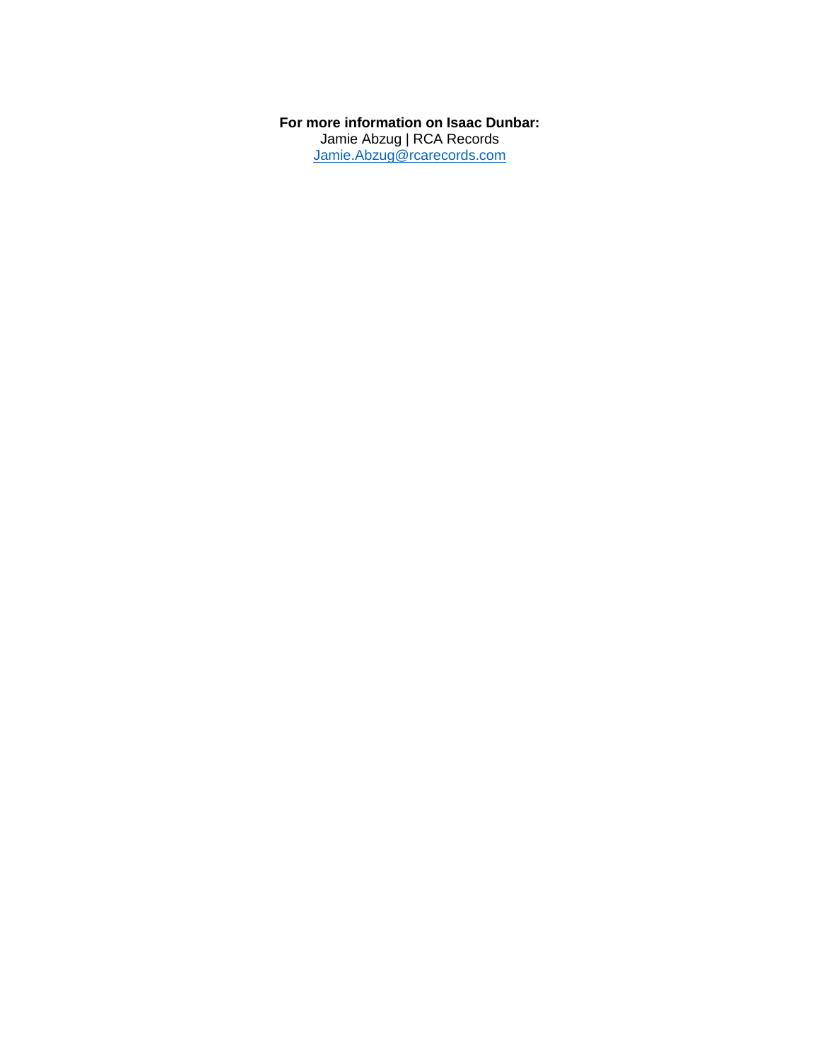**For more information on Isaac Dunbar:**
Jamie Abzug | RCA Records
Jamie.Abzug@rcarecords.com